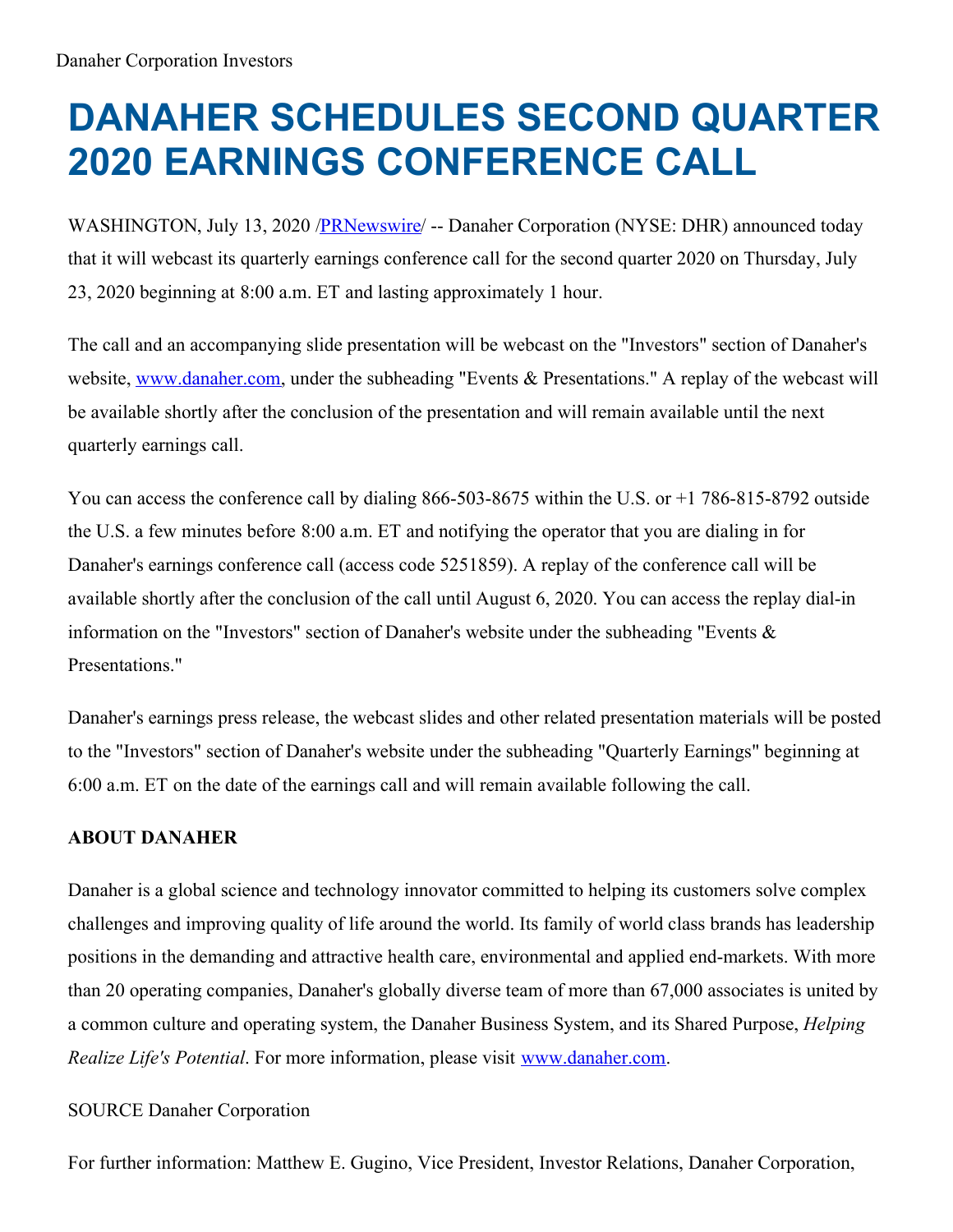Danaher Corporation Investors

# DANAHER SCHEDULES SECOND QUARTER 2020 EARNINGS CONFERENCE CALL

WASHINGTON, July 13, 2020 /[PRNewswire](http://www.prnewswire.com/)/ -- Danaher Corporation (NYSE: DHR) announced today that it will webcast its quarterly earnings conference call for the second quarter 2020 on Thursday, July 23, 2020 beginning at 8:00 a.m. ET and lasting approximately 1 hour.

The call and an accompanying slide presentation will be webcast on the "Investors" section of Danaher's website, [www.danaher.com](http://www.danaher.com), under the subheading "Events & Presentations." A replay of the webcast will be available shortly after the conclusion of the presentation and will remain available until the next quarterly earnings call.

You can access the conference call by dialing 866-503-8675 within the U.S. or +1 786-815-8792 outside the U.S. a few minutes before 8:00 a.m. ET and notifying the operator that you are dialing in for Danaher's earnings conference call (access code 5251859). A replay of the conference call will be available shortly after the conclusion of the call until August 6, 2020. You can access the replay dial-in information on the "Investors" section of Danaher's website under the subheading "Events & Presentations."

Danaher's earnings press release, the webcast slides and other related presentation materials will be posted to the "Investors" section of Danaher's website under the subheading "Quarterly Earnings" beginning at 6:00 a.m. ET on the date of the earnings call and will remain available following the call.

**ABOUT DANAHER**

Danaher is a global science and technology innovator committed to helping its customers solve complex challenges and improving quality of life around the world. Its family of world class brands has leadership positions in the demanding and attractive health care, environmental and applied end-markets. With more than 20 operating companies, Danaher's globally diverse team of more than 67,000 associates is united by a common culture and operating system, the Danaher Business System, and its Shared Purpose, *Helping Realize Life's Potential*. For more information, please visit [www.danaher.com](http://www.danaher.com).

SOURCE Danaher Corporation

For further information: Matthew E. Gugino, Vice President, Investor Relations, Danaher Corporation,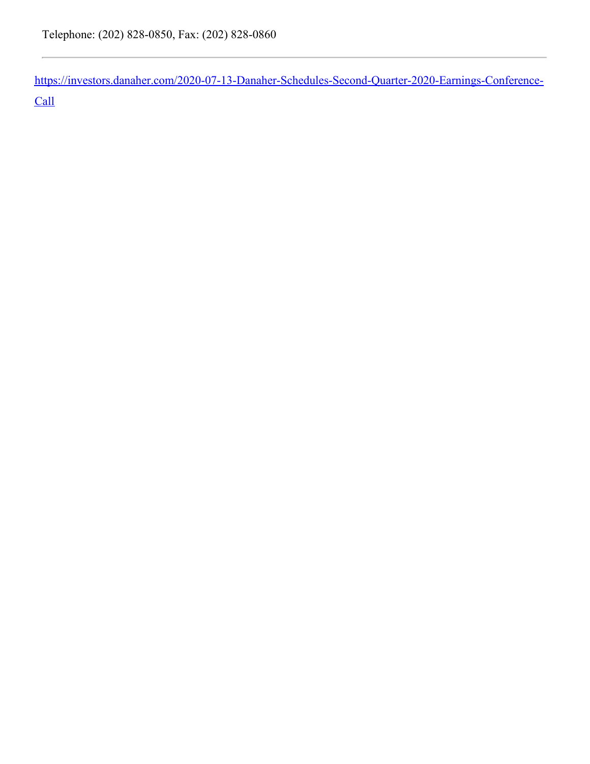Telephone: (202) 828-0850, Fax: (202) 828-0860

---

[https://investors.danaher.com/2020-07-13-Danaher-Schedules-Second-Quarter-2020-Earnings-Conference-Call](https://investors.danaher.com/2020-07-13-Danaher-Schedules-Second-Quarter-2020-Earnings-Conference-Call)